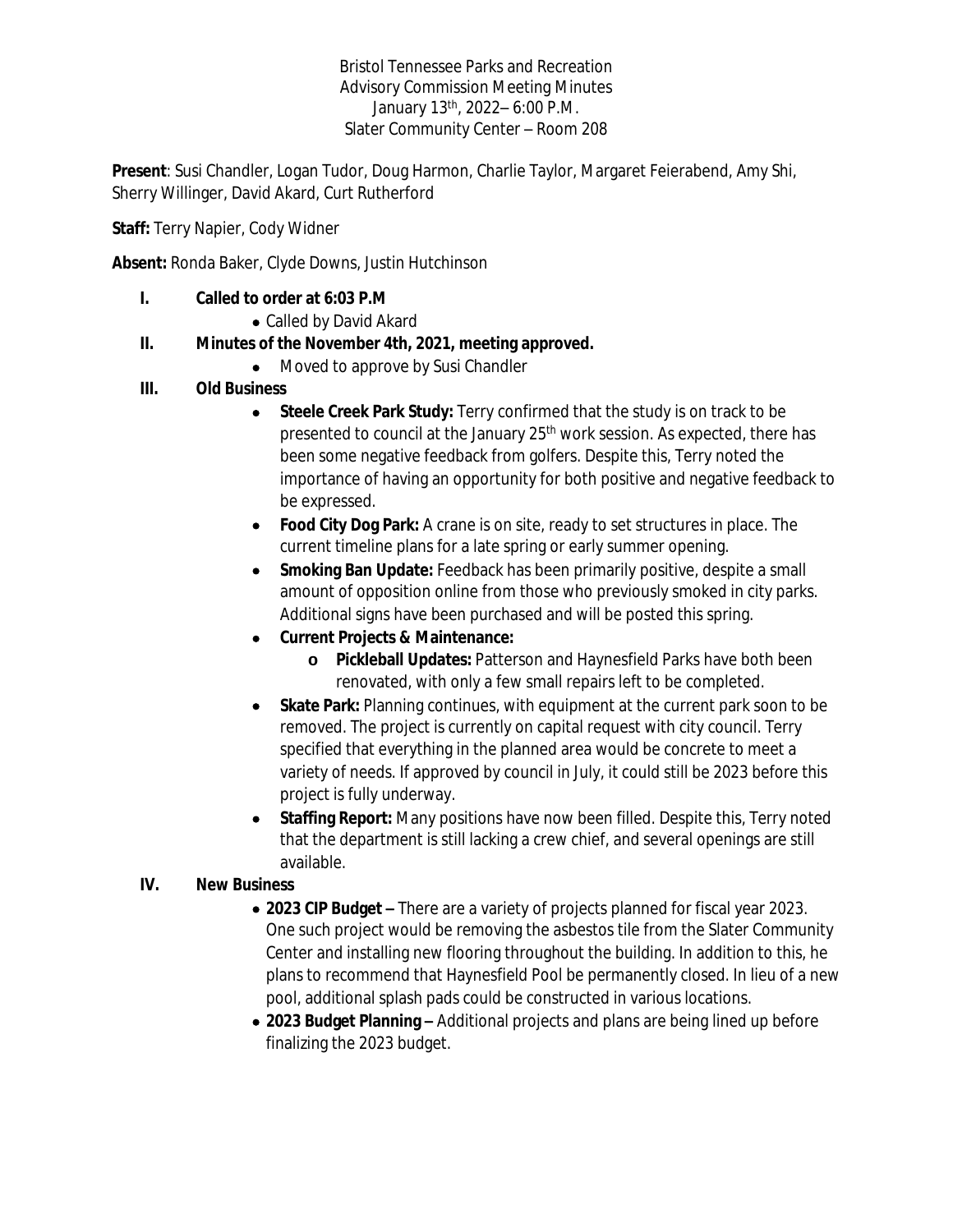Bristol Tennessee Parks and Recreation
Advisory Commission Meeting Minutes
January 13th, 2022– 6:00 P.M.
Slater Community Center – Room 208

**Present**: Susi Chandler, Logan Tudor, Doug Harmon, Charlie Taylor, Margaret Feierabend, Amy Shi, Sherry Willinger, David Akard, Curt Rutherford

**Staff:** Terry Napier, Cody Widner

**Absent:** Ronda Baker, Clyde Downs, Justin Hutchinson

I. **Called to order at 6:03 P.M**
   - Called by David Akard

II. **Minutes of the November 4th, 2021, meeting approved.**
   - Moved to approve by Susi Chandler

III. **Old Business**
   - **Steele Creek Park Study:** Terry confirmed that the study is on track to be presented to council at the January 25th work session. As expected, there has been some negative feedback from golfers. Despite this, Terry noted the importance of having an opportunity for both positive and negative feedback to be expressed.
   - **Food City Dog Park:** A crane is on site, ready to set structures in place. The current timeline plans for a late spring or early summer opening.
   - **Smoking Ban Update:** Feedback has been primarily positive, despite a small amount of opposition online from those who previously smoked in city parks. Additional signs have been purchased and will be posted this spring.
   - **Current Projects & Maintenance:**
     - **Pickleball Updates:** Patterson and Haynesfield Parks have both been renovated, with only a few small repairs left to be completed.
   - **Skate Park:** Planning continues, with equipment at the current park soon to be removed. The project is currently on capital request with city council. Terry specified that everything in the planned area would be concrete to meet a variety of needs. If approved by council in July, it could still be 2023 before this project is fully underway.
   - **Staffing Report:** Many positions have now been filled. Despite this, Terry noted that the department is still lacking a crew chief, and several openings are still available.

IV. **New Business**
   - **2023 CIP Budget –** There are a variety of projects planned for fiscal year 2023. One such project would be removing the asbestos tile from the Slater Community Center and installing new flooring throughout the building. In addition to this, he plans to recommend that Haynesfield Pool be permanently closed. In lieu of a new pool, additional splash pads could be constructed in various locations.
   - **2023 Budget Planning –** Additional projects and plans are being lined up before finalizing the 2023 budget.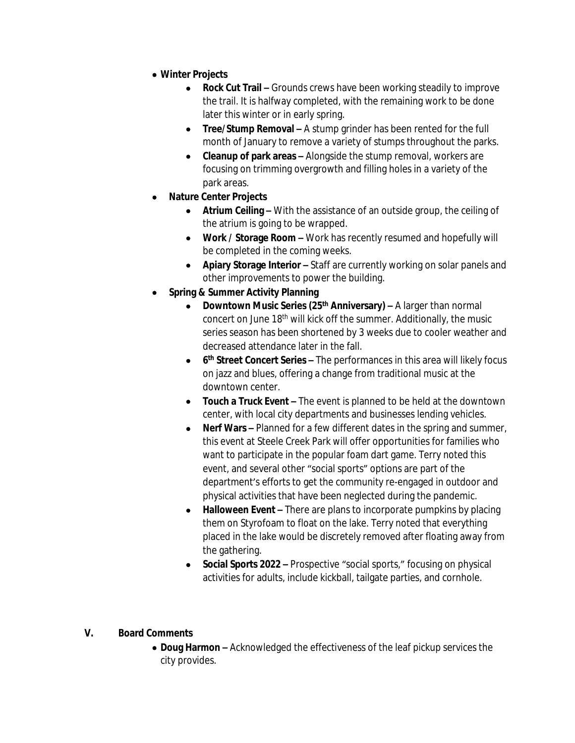- **Winter Projects**
    - **Rock Cut Trail –** Grounds crews have been working steadily to improve the trail. It is halfway completed, with the remaining work to be done later this winter or in early spring.
    - **Tree/Stump Removal –** A stump grinder has been rented for the full month of January to remove a variety of stumps throughout the parks.
    - **Cleanup of park areas –** Alongside the stump removal, workers are focusing on trimming overgrowth and filling holes in a variety of the park areas.
- **Nature Center Projects**
    - **Atrium Ceiling –** With the assistance of an outside group, the ceiling of the atrium is going to be wrapped.
    - **Work / Storage Room –** Work has recently resumed and hopefully will be completed in the coming weeks.
    - **Apiary Storage Interior –** Staff are currently working on solar panels and other improvements to power the building.
- **Spring & Summer Activity Planning**
    - **Downtown Music Series (25th Anniversary) –** A larger than normal concert on June 18th will kick off the summer. Additionally, the music series season has been shortened by 3 weeks due to cooler weather and decreased attendance later in the fall.
    - **6th Street Concert Series –** The performances in this area will likely focus on jazz and blues, offering a change from traditional music at the downtown center.
    - **Touch a Truck Event –** The event is planned to be held at the downtown center, with local city departments and businesses lending vehicles.
    - **Nerf Wars –** Planned for a few different dates in the spring and summer, this event at Steele Creek Park will offer opportunities for families who want to participate in the popular foam dart game. Terry noted this event, and several other "social sports" options are part of the department's efforts to get the community re-engaged in outdoor and physical activities that have been neglected during the pandemic.
    - **Halloween Event –** There are plans to incorporate pumpkins by placing them on Styrofoam to float on the lake. Terry noted that everything placed in the lake would be discretely removed after floating away from the gathering.
    - **Social Sports 2022 –** Prospective "social sports," focusing on physical activities for adults, include kickball, tailgate parties, and cornhole.

## V. Board Comments

- **Doug Harmon –** Acknowledged the effectiveness of the leaf pickup services the city provides.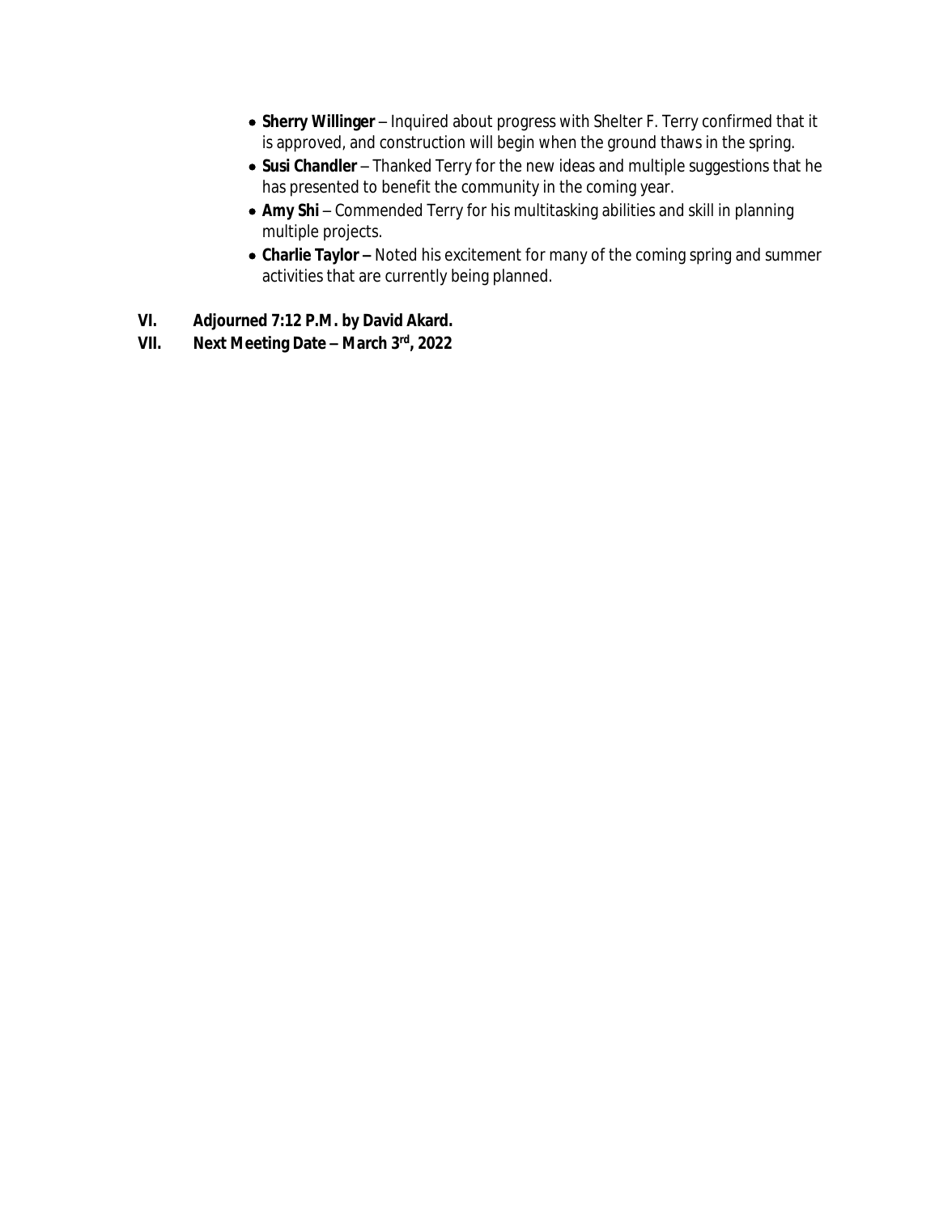- **Sherry Willinger** – Inquired about progress with Shelter F. Terry confirmed that it is approved, and construction will begin when the ground thaws in the spring.
- **Susi Chandler** – Thanked Terry for the new ideas and multiple suggestions that he has presented to benefit the community in the coming year.
- **Amy Shi** – Commended Terry for his multitasking abilities and skill in planning multiple projects.
- **Charlie Taylor –** Noted his excitement for many of the coming spring and summer activities that are currently being planned.

**VI. Adjourned 7:12 P.M. by David Akard.**

**VII. Next Meeting Date – March 3rd, 2022**